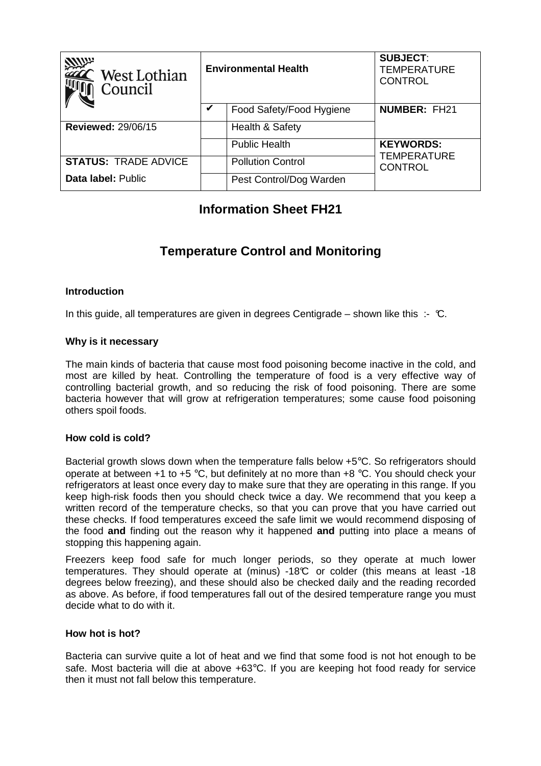| West Lothian Council | Environmental Health | | SUBJECT: TEMPERATURE CONTROL |
|---|---|---|---|
| | ✔ | Food Safety/Food Hygiene | NUMBER: FH21 |
| **Reviewed:** 29/06/15 | | Health & Safety | |
| | | Public Health | **KEYWORDS:** TEMPERATURE CONTROL |
| **STATUS:** TRADE ADVICE | | Pollution Control | |
| **Data label:** Public | | Pest Control/Dog Warden | |

# Information Sheet FH21

# Temperature Control and Monitoring

### Introduction

In this guide, all temperatures are given in degrees Centigrade – shown like this :- ℃.

### Why is it necessary

The main kinds of bacteria that cause most food poisoning become inactive in the cold, and most are killed by heat. Controlling the temperature of food is a very effective way of controlling bacterial growth, and so reducing the risk of food poisoning. There are some bacteria however that will grow at refrigeration temperatures; some cause food poisoning others spoil foods.

### How cold is cold?

Bacterial growth slows down when the temperature falls below +5°C. So refrigerators should operate at between +1 to +5 °C, but definitely at no more than +8 °C. You should check your refrigerators at least once every day to make sure that they are operating in this range. If you keep high-risk foods then you should check twice a day. We recommend that you keep a written record of the temperature checks, so that you can prove that you have carried out these checks. If food temperatures exceed the safe limit we would recommend disposing of the food **and** finding out the reason why it happened **and** putting into place a means of stopping this happening again.

Freezers keep food safe for much longer periods, so they operate at much lower temperatures. They should operate at (minus) -18℃ or colder (this means at least -18 degrees below freezing), and these should also be checked daily and the reading recorded as above. As before, if food temperatures fall out of the desired temperature range you must decide what to do with it.

### How hot is hot?

Bacteria can survive quite a lot of heat and we find that some food is not hot enough to be safe. Most bacteria will die at above +63°C. If you are keeping hot food ready for service then it must not fall below this temperature.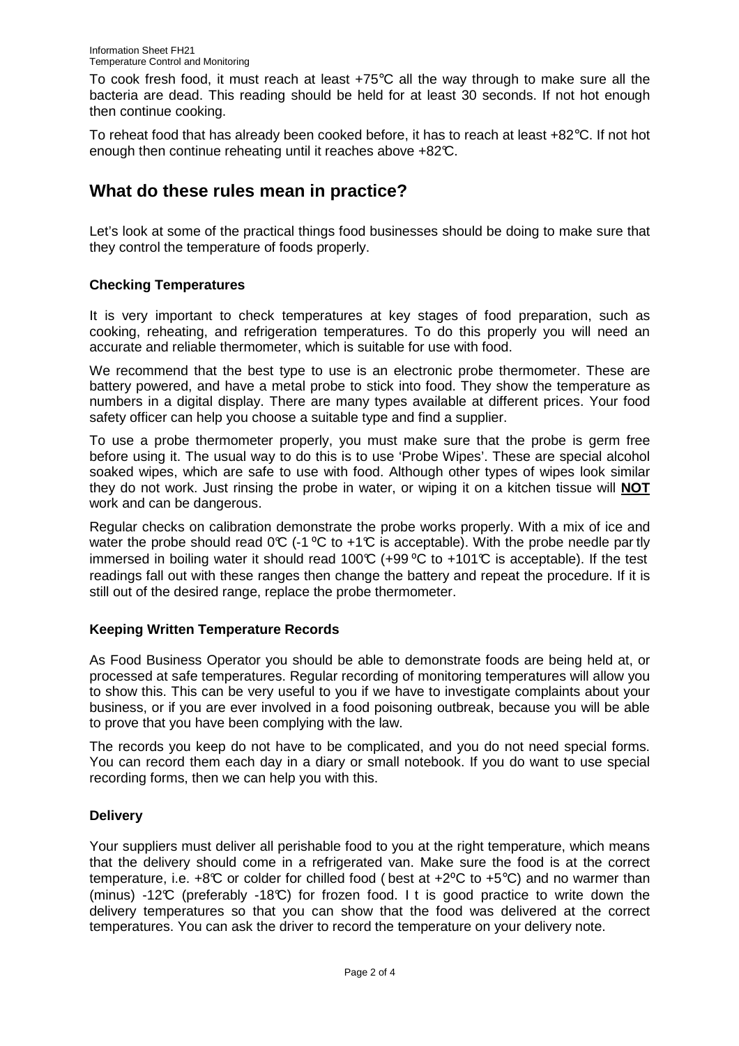To cook fresh food, it must reach at least +75°C all the way through to make sure all the bacteria are dead. This reading should be held for at least 30 seconds. If not hot enough then continue cooking.

To reheat food that has already been cooked before, it has to reach at least +82°C. If not hot enough then continue reheating until it reaches above +82°C.

## What do these rules mean in practice?

Let's look at some of the practical things food businesses should be doing to make sure that they control the temperature of foods properly.

### Checking Temperatures

It is very important to check temperatures at key stages of food preparation, such as cooking, reheating, and refrigeration temperatures. To do this properly you will need an accurate and reliable thermometer, which is suitable for use with food.

We recommend that the best type to use is an electronic probe thermometer. These are battery powered, and have a metal probe to stick into food. They show the temperature as numbers in a digital display. There are many types available at different prices. Your food safety officer can help you choose a suitable type and find a supplier.

To use a probe thermometer properly, you must make sure that the probe is germ free before using it. The usual way to do this is to use 'Probe Wipes'. These are special alcohol soaked wipes, which are safe to use with food. Although other types of wipes look similar they do not work. Just rinsing the probe in water, or wiping it on a kitchen tissue will **NOT** work and can be dangerous.

Regular checks on calibration demonstrate the probe works properly. With a mix of ice and water the probe should read 0°C (-1 ºC to +1°C is acceptable). With the probe needle partly immersed in boiling water it should read 100°C (+99 ºC to +101°C is acceptable). If the test readings fall out with these ranges then change the battery and repeat the procedure. If it is still out of the desired range, replace the probe thermometer.

### Keeping Written Temperature Records

As Food Business Operator you should be able to demonstrate foods are being held at, or processed at safe temperatures. Regular recording of monitoring temperatures will allow you to show this. This can be very useful to you if we have to investigate complaints about your business, or if you are ever involved in a food poisoning outbreak, because you will be able to prove that you have been complying with the law.

The records you keep do not have to be complicated, and you do not need special forms. You can record them each day in a diary or small notebook. If you do want to use special recording forms, then we can help you with this.

### Delivery

Your suppliers must deliver all perishable food to you at the right temperature, which means that the delivery should come in a refrigerated van. Make sure the food is at the correct temperature, i.e. +8°C or colder for chilled food (best at +2ºC to +5°C) and no warmer than (minus) -12°C (preferably -18°C) for frozen food. It is good practice to write down the delivery temperatures so that you can show that the food was delivered at the correct temperatures. You can ask the driver to record the temperature on your delivery note.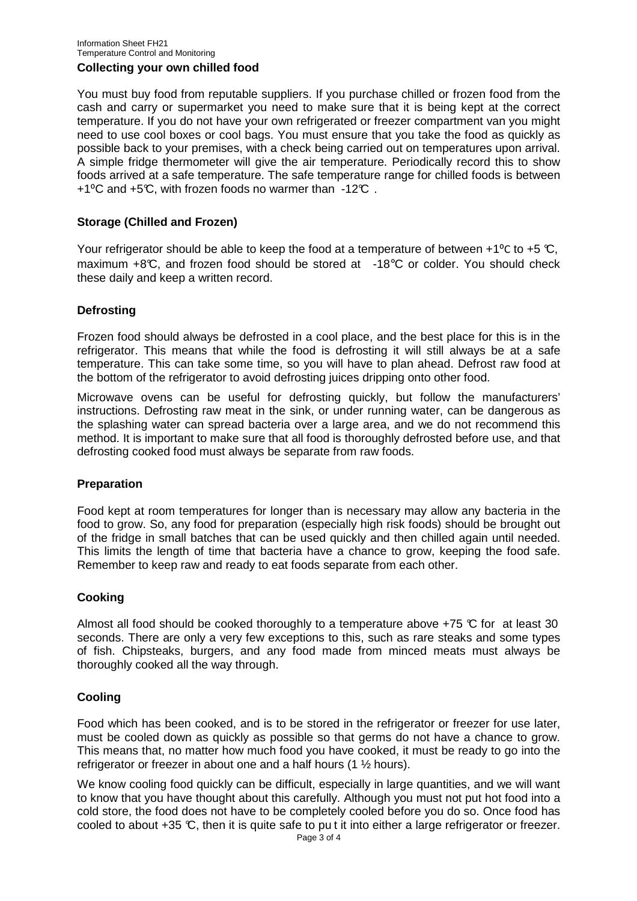## Collecting your own chilled food

You must buy food from reputable suppliers. If you purchase chilled or frozen food from the cash and carry or supermarket you need to make sure that it is being kept at the correct temperature. If you do not have your own refrigerated or freezer compartment van you might need to use cool boxes or cool bags. You must ensure that you take the food as quickly as possible back to your premises, with a check being carried out on temperatures upon arrival. A simple fridge thermometer will give the air temperature. Periodically record this to show foods arrived at a safe temperature. The safe temperature range for chilled foods is between +1ºC and +5℃, with frozen foods no warmer than -12℃ .

## Storage (Chilled and Frozen)

Your refrigerator should be able to keep the food at a temperature of between +1ºc to +5 ℃, maximum +8℃, and frozen food should be stored at -18℃ or colder. You should check these daily and keep a written record.

## Defrosting

Frozen food should always be defrosted in a cool place, and the best place for this is in the refrigerator. This means that while the food is defrosting it will still always be at a safe temperature. This can take some time, so you will have to plan ahead. Defrost raw food at the bottom of the refrigerator to avoid defrosting juices dripping onto other food.

Microwave ovens can be useful for defrosting quickly, but follow the manufacturers' instructions. Defrosting raw meat in the sink, or under running water, can be dangerous as the splashing water can spread bacteria over a large area, and we do not recommend this method. It is important to make sure that all food is thoroughly defrosted before use, and that defrosting cooked food must always be separate from raw foods.

## Preparation

Food kept at room temperatures for longer than is necessary may allow any bacteria in the food to grow. So, any food for preparation (especially high risk foods) should be brought out of the fridge in small batches that can be used quickly and then chilled again until needed. This limits the length of time that bacteria have a chance to grow, keeping the food safe. Remember to keep raw and ready to eat foods separate from each other.

## Cooking

Almost all food should be cooked thoroughly to a temperature above +75 ℃ for at least 30 seconds. There are only a very few exceptions to this, such as rare steaks and some types of fish. Chipsteaks, burgers, and any food made from minced meats must always be thoroughly cooked all the way through.

## Cooling

Food which has been cooked, and is to be stored in the refrigerator or freezer for use later, must be cooled down as quickly as possible so that germs do not have a chance to grow. This means that, no matter how much food you have cooked, it must be ready to go into the refrigerator or freezer in about one and a half hours (1 ½ hours).

We know cooling food quickly can be difficult, especially in large quantities, and we will want to know that you have thought about this carefully. Although you must not put hot food into a cold store, the food does not have to be completely cooled before you do so. Once food has cooled to about +35 ℃, then it is quite safe to pu t it into either a large refrigerator or freezer.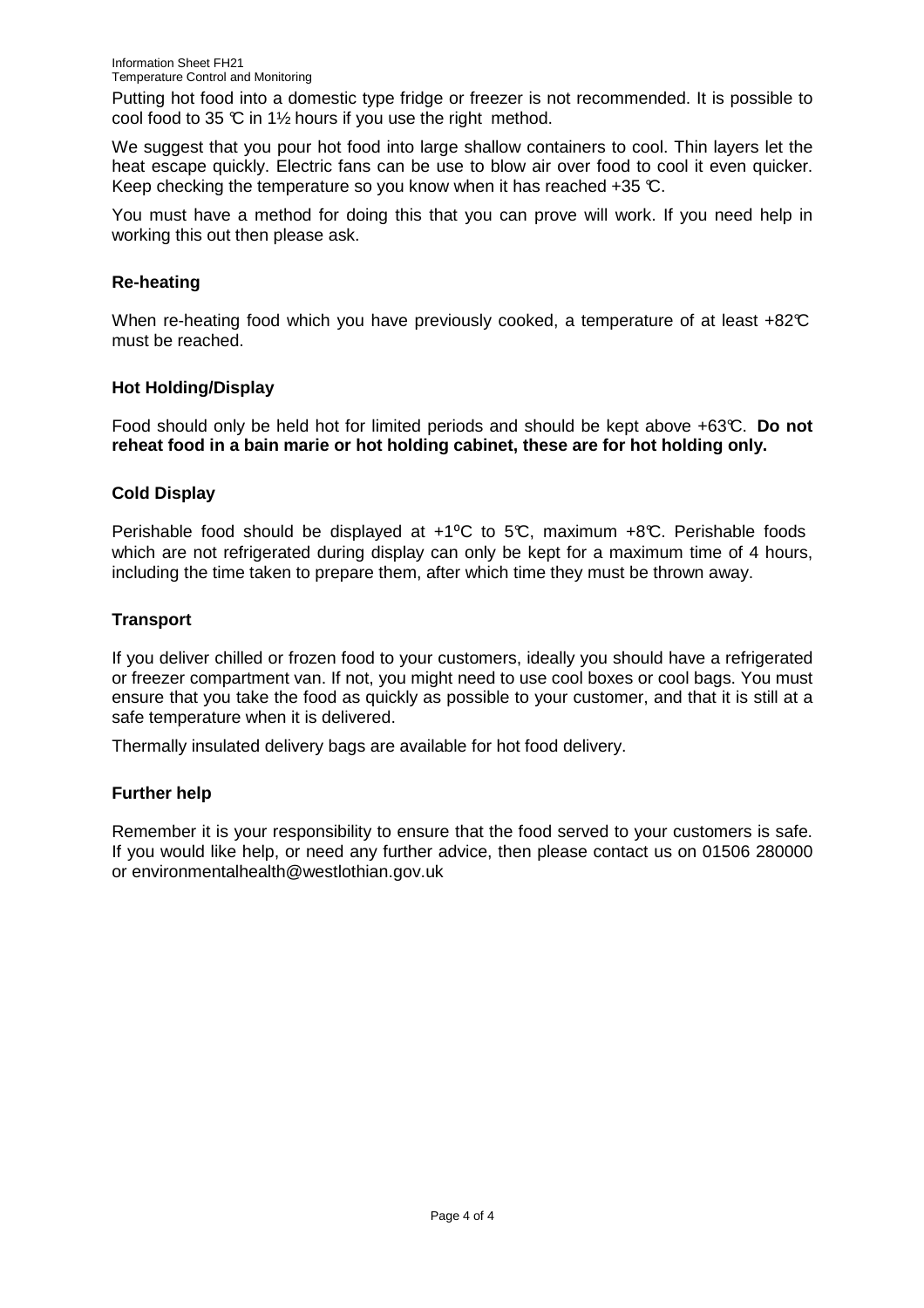Putting hot food into a domestic type fridge or freezer is not recommended. It is possible to cool food to 35 ℃ in 1½ hours if you use the right method.

We suggest that you pour hot food into large shallow containers to cool. Thin layers let the heat escape quickly. Electric fans can be use to blow air over food to cool it even quicker. Keep checking the temperature so you know when it has reached +35 ℃.

You must have a method for doing this that you can prove will work. If you need help in working this out then please ask.

**Re-heating**

When re-heating food which you have previously cooked, a temperature of at least +82℃ must be reached.

**Hot Holding/Display**

Food should only be held hot for limited periods and should be kept above +63℃. **Do not reheat food in a bain marie or hot holding cabinet, these are for hot holding only.**

**Cold Display**

Perishable food should be displayed at +1ºC to 5℃, maximum +8℃. Perishable foods which are not refrigerated during display can only be kept for a maximum time of 4 hours, including the time taken to prepare them, after which time they must be thrown away.

**Transport**

If you deliver chilled or frozen food to your customers, ideally you should have a refrigerated or freezer compartment van. If not, you might need to use cool boxes or cool bags. You must ensure that you take the food as quickly as possible to your customer, and that it is still at a safe temperature when it is delivered.

Thermally insulated delivery bags are available for hot food delivery.

**Further help**

Remember it is your responsibility to ensure that the food served to your customers is safe. If you would like help, or need any further advice, then please contact us on 01506 280000 or environmentalhealth@westlothian.gov.uk